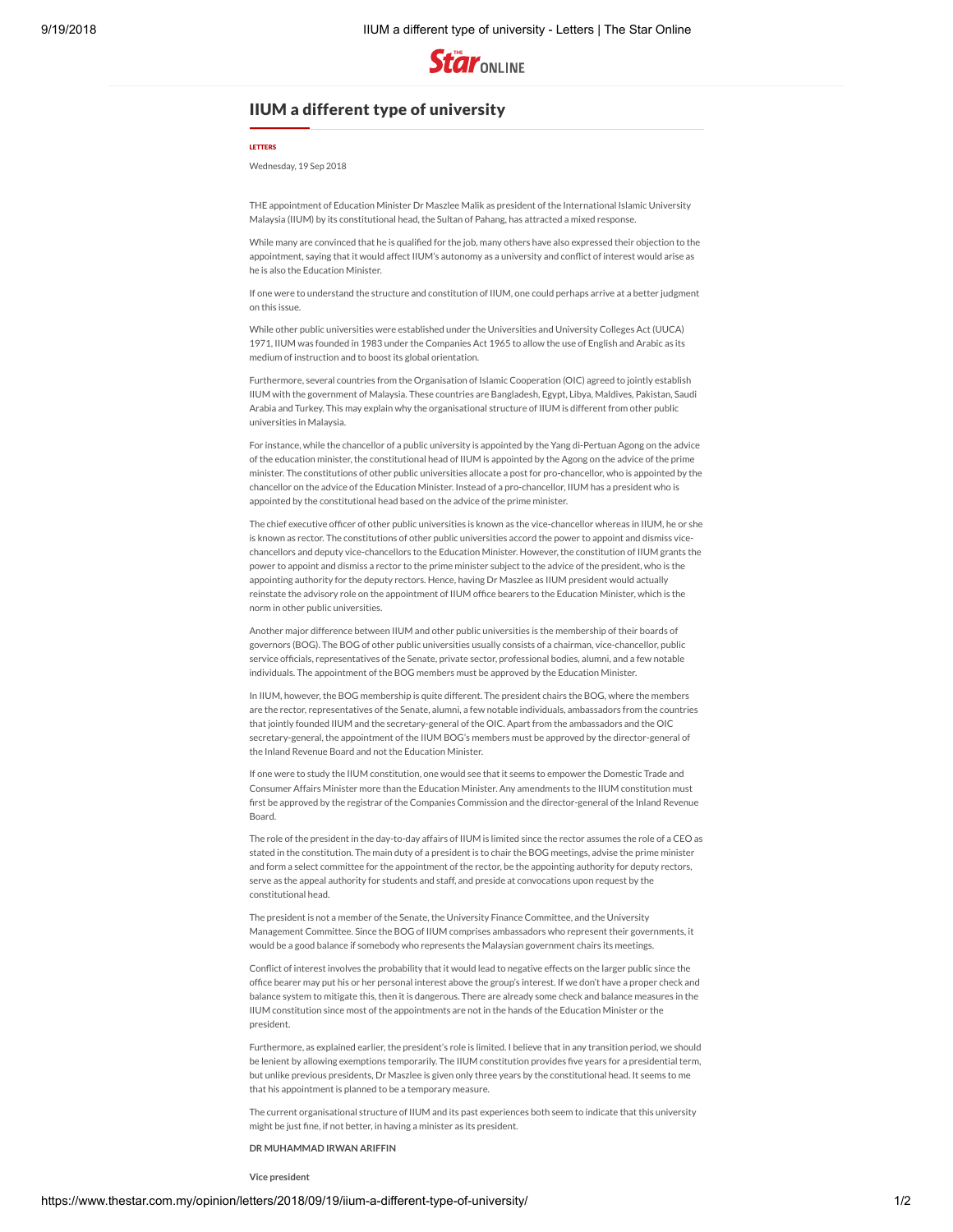# IIUM a different type of university

LETTERS

Wednesday, 19 Sep 2018

THE appointment of Education Minister Dr Maszlee Malik as president of the International Islamic University Malaysia (IIUM) by its constitutional head, the Sultan of Pahang, has attracted a mixed response.

While many are convinced that he is qualified for the job, many others have also expressed their objection to the appointment, saying that it would affect IIUM's autonomy as a university and conflict of interest would arise as he is also the Education Minister.

If one were to understand the structure and constitution of IIUM, one could perhaps arrive at a better judgment on this issue.

While other public universities were established under the Universities and University Colleges Act (UUCA) 1971, IIUM was founded in 1983 under the Companies Act 1965 to allow the use of English and Arabic as its medium of instruction and to boost its global orientation.

Furthermore, several countries from the Organisation of Islamic Cooperation (OIC) agreed to jointly establish IIUM with the government of Malaysia. These countries are Bangladesh, Egypt, Libya, Maldives, Pakistan, Saudi Arabia and Turkey. This may explain why the organisational structure of IIUM is different from other public universities in Malaysia.

For instance, while the chancellor of a public university is appointed by the Yang di-Pertuan Agong on the advice of the education minister, the constitutional head of IIUM is appointed by the Agong on the advice of the prime minister. The constitutions of other public universities allocate a post for pro-chancellor, who is appointed by the chancellor on the advice of the Education Minister. Instead of a pro-chancellor, IIUM has a president who is appointed by the constitutional head based on the advice of the prime minister.

The chief executive officer of other public universities is known as the vice-chancellor whereas in IIUM, he or she is known as rector. The constitutions of other public universities accord the power to appoint and dismiss vice-chancellors and deputy vice-chancellors to the Education Minister. However, the constitution of IIUM grants the power to appoint and dismiss a rector to the prime minister subject to the advice of the president, who is the appointing authority for the deputy rectors. Hence, having Dr Maszlee as IIUM president would actually reinstate the advisory role on the appointment of IIUM office bearers to the Education Minister, which is the norm in other public universities.

Another major difference between IIUM and other public universities is the membership of their boards of governors (BOG). The BOG of other public universities usually consists of a chairman, vice-chancellor, public service officials, representatives of the Senate, private sector, professional bodies, alumni, and a few notable individuals. The appointment of the BOG members must be approved by the Education Minister.

In IIUM, however, the BOG membership is quite different. The president chairs the BOG, where the members are the rector, representatives of the Senate, alumni, a few notable individuals, ambassadors from the countries that jointly founded IIUM and the secretary-general of the OIC. Apart from the ambassadors and the OIC secretary-general, the appointment of the IIUM BOG's members must be approved by the director-general of the Inland Revenue Board and not the Education Minister.

If one were to study the IIUM constitution, one would see that it seems to empower the Domestic Trade and Consumer Affairs Minister more than the Education Minister. Any amendments to the IIUM constitution must first be approved by the registrar of the Companies Commission and the director-general of the Inland Revenue Board.

The role of the president in the day-to-day affairs of IIUM is limited since the rector assumes the role of a CEO as stated in the constitution. The main duty of a president is to chair the BOG meetings, advise the prime minister and form a select committee for the appointment of the rector, be the appointing authority for deputy rectors, serve as the appeal authority for students and staff, and preside at convocations upon request by the constitutional head.

The president is not a member of the Senate, the University Finance Committee, and the University Management Committee. Since the BOG of IIUM comprises ambassadors who represent their governments, it would be a good balance if somebody who represents the Malaysian government chairs its meetings.

Conflict of interest involves the probability that it would lead to negative effects on the larger public since the office bearer may put his or her personal interest above the group's interest. If we don't have a proper check and balance system to mitigate this, then it is dangerous. There are already some check and balance measures in the IIUM constitution since most of the appointments are not in the hands of the Education Minister or the president.

Furthermore, as explained earlier, the president's role is limited. I believe that in any transition period, we should be lenient by allowing exemptions temporarily. The IIUM constitution provides five years for a presidential term, but unlike previous presidents, Dr Maszlee is given only three years by the constitutional head. It seems to me that his appointment is planned to be a temporary measure.

The current organisational structure of IIUM and its past experiences both seem to indicate that this university might be just fine, if not better, in having a minister as its president.

**DR MUHAMMAD IRWAN ARIFFIN**

**Vice president**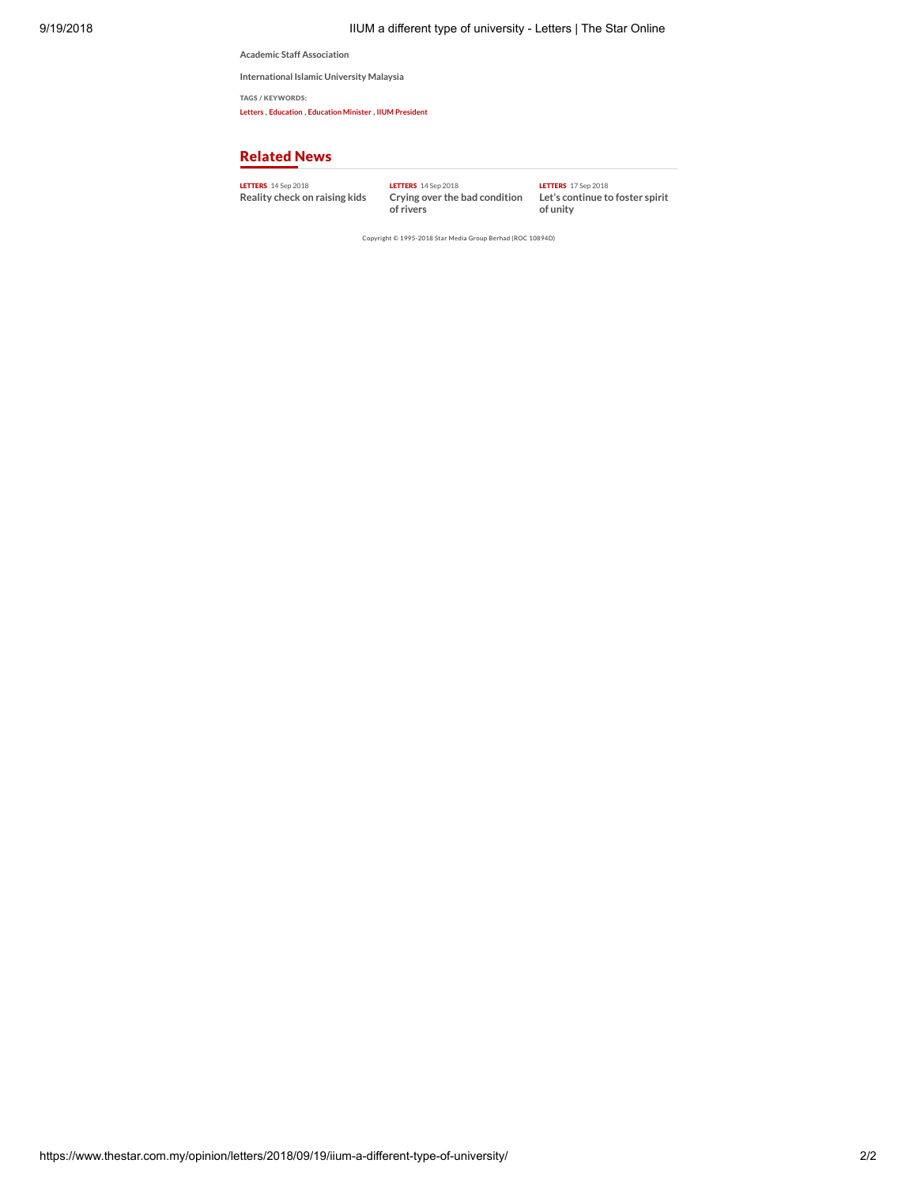**Academic Staff Association**

**International Islamic University Malaysia**

TAGS / KEYWORDS:

Letters , Education , Education Minister , IIUM President

## Related News

LETTERS 14 Sep 2018
**Reality check on raising kids**

LETTERS 14 Sep 2018
**Crying over the bad condition of rivers**

LETTERS 17 Sep 2018
**Let's continue to foster spirit of unity**

Copyright © 1995-2018 Star Media Group Berhad (ROC 10894D)